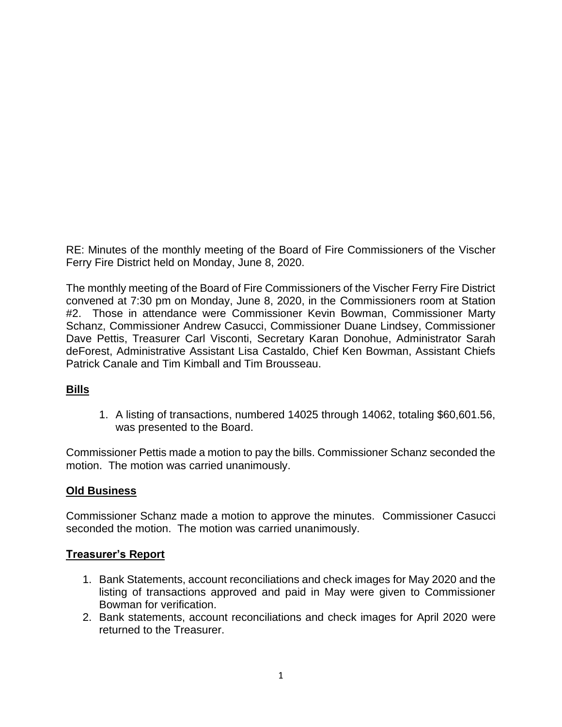RE: Minutes of the monthly meeting of the Board of Fire Commissioners of the Vischer Ferry Fire District held on Monday, June 8, 2020.

The monthly meeting of the Board of Fire Commissioners of the Vischer Ferry Fire District convened at 7:30 pm on Monday, June 8, 2020, in the Commissioners room at Station #2. Those in attendance were Commissioner Kevin Bowman, Commissioner Marty Schanz, Commissioner Andrew Casucci, Commissioner Duane Lindsey, Commissioner Dave Pettis, Treasurer Carl Visconti, Secretary Karan Donohue, Administrator Sarah deForest, Administrative Assistant Lisa Castaldo, Chief Ken Bowman, Assistant Chiefs Patrick Canale and Tim Kimball and Tim Brousseau.

**Bills**

1. A listing of transactions, numbered 14025 through 14062, totaling $60,601.56, was presented to the Board.

Commissioner Pettis made a motion to pay the bills. Commissioner Schanz seconded the motion. The motion was carried unanimously.

**Old Business**

Commissioner Schanz made a motion to approve the minutes. Commissioner Casucci seconded the motion. The motion was carried unanimously.

**Treasurer's Report**

1. Bank Statements, account reconciliations and check images for May 2020 and the listing of transactions approved and paid in May were given to Commissioner Bowman for verification.
2. Bank statements, account reconciliations and check images for April 2020 were returned to the Treasurer.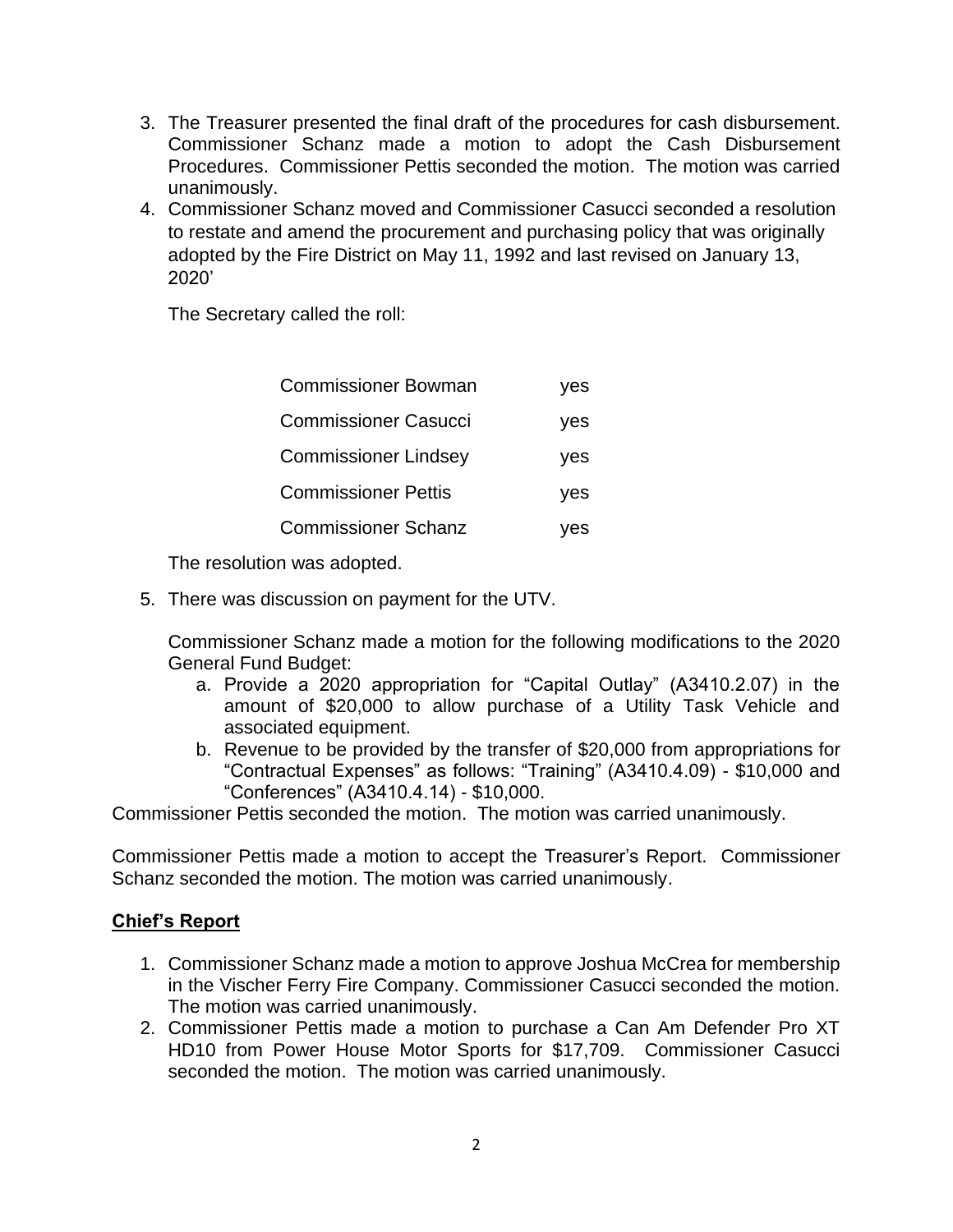3. The Treasurer presented the final draft of the procedures for cash disbursement. Commissioner Schanz made a motion to adopt the Cash Disbursement Procedures. Commissioner Pettis seconded the motion. The motion was carried unanimously.
4. Commissioner Schanz moved and Commissioner Casucci seconded a resolution to restate and amend the procurement and purchasing policy that was originally adopted by the Fire District on May 11, 1992 and last revised on January 13, 2020'

   The Secretary called the roll:

   | | |
   |---|---|
   | Commissioner Bowman | yes |
   | Commissioner Casucci | yes |
   | Commissioner Lindsey | yes |
   | Commissioner Pettis | yes |
   | Commissioner Schanz | yes |

   The resolution was adopted.

5. There was discussion on payment for the UTV.

   Commissioner Schanz made a motion for the following modifications to the 2020 General Fund Budget:
   a. Provide a 2020 appropriation for "Capital Outlay" (A3410.2.07) in the amount of $20,000 to allow purchase of a Utility Task Vehicle and associated equipment.
   b. Revenue to be provided by the transfer of $20,000 from appropriations for "Contractual Expenses" as follows: "Training" (A3410.4.09) - $10,000 and "Conferences" (A3410.4.14) - $10,000.

Commissioner Pettis seconded the motion. The motion was carried unanimously.

Commissioner Pettis made a motion to accept the Treasurer's Report. Commissioner Schanz seconded the motion. The motion was carried unanimously.

**Chief's Report**

1. Commissioner Schanz made a motion to approve Joshua McCrea for membership in the Vischer Ferry Fire Company. Commissioner Casucci seconded the motion. The motion was carried unanimously.
2. Commissioner Pettis made a motion to purchase a Can Am Defender Pro XT HD10 from Power House Motor Sports for $17,709. Commissioner Casucci seconded the motion. The motion was carried unanimously.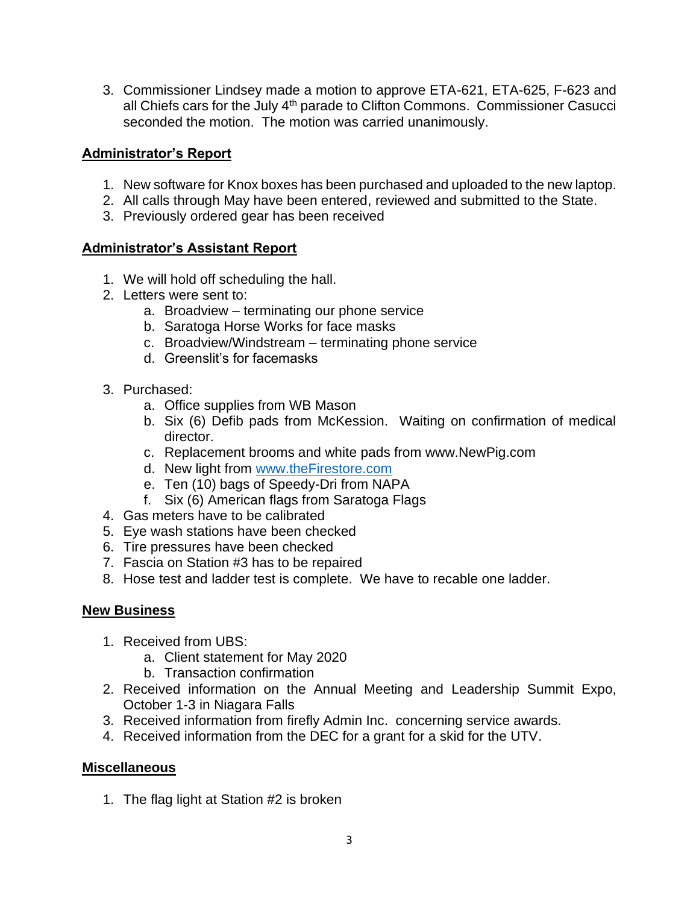3. Commissioner Lindsey made a motion to approve ETA-621, ETA-625, F-623 and all Chiefs cars for the July 4th parade to Clifton Commons. Commissioner Casucci seconded the motion. The motion was carried unanimously.

## Administrator's Report

1. New software for Knox boxes has been purchased and uploaded to the new laptop.
2. All calls through May have been entered, reviewed and submitted to the State.
3. Previously ordered gear has been received

## Administrator's Assistant Report

1. We will hold off scheduling the hall.
2. Letters were sent to:
    a. Broadview – terminating our phone service
    b. Saratoga Horse Works for face masks
    c. Broadview/Windstream – terminating phone service
    d. Greenslit's for facemasks

3. Purchased:
    a. Office supplies from WB Mason
    b. Six (6) Defib pads from McKession. Waiting on confirmation of medical director.
    c. Replacement brooms and white pads from www.NewPig.com
    d. New light from [www.theFirestore.com](http://www.theFirestore.com)
    e. Ten (10) bags of Speedy-Dri from NAPA
    f. Six (6) American flags from Saratoga Flags
4. Gas meters have to be calibrated
5. Eye wash stations have been checked
6. Tire pressures have been checked
7. Fascia on Station #3 has to be repaired
8. Hose test and ladder test is complete. We have to recable one ladder.

## New Business

1. Received from UBS:
    a. Client statement for May 2020
    b. Transaction confirmation
2. Received information on the Annual Meeting and Leadership Summit Expo, October 1-3 in Niagara Falls
3. Received information from firefly Admin Inc. concerning service awards.
4. Received information from the DEC for a grant for a skid for the UTV.

## Miscellaneous

1. The flag light at Station #2 is broken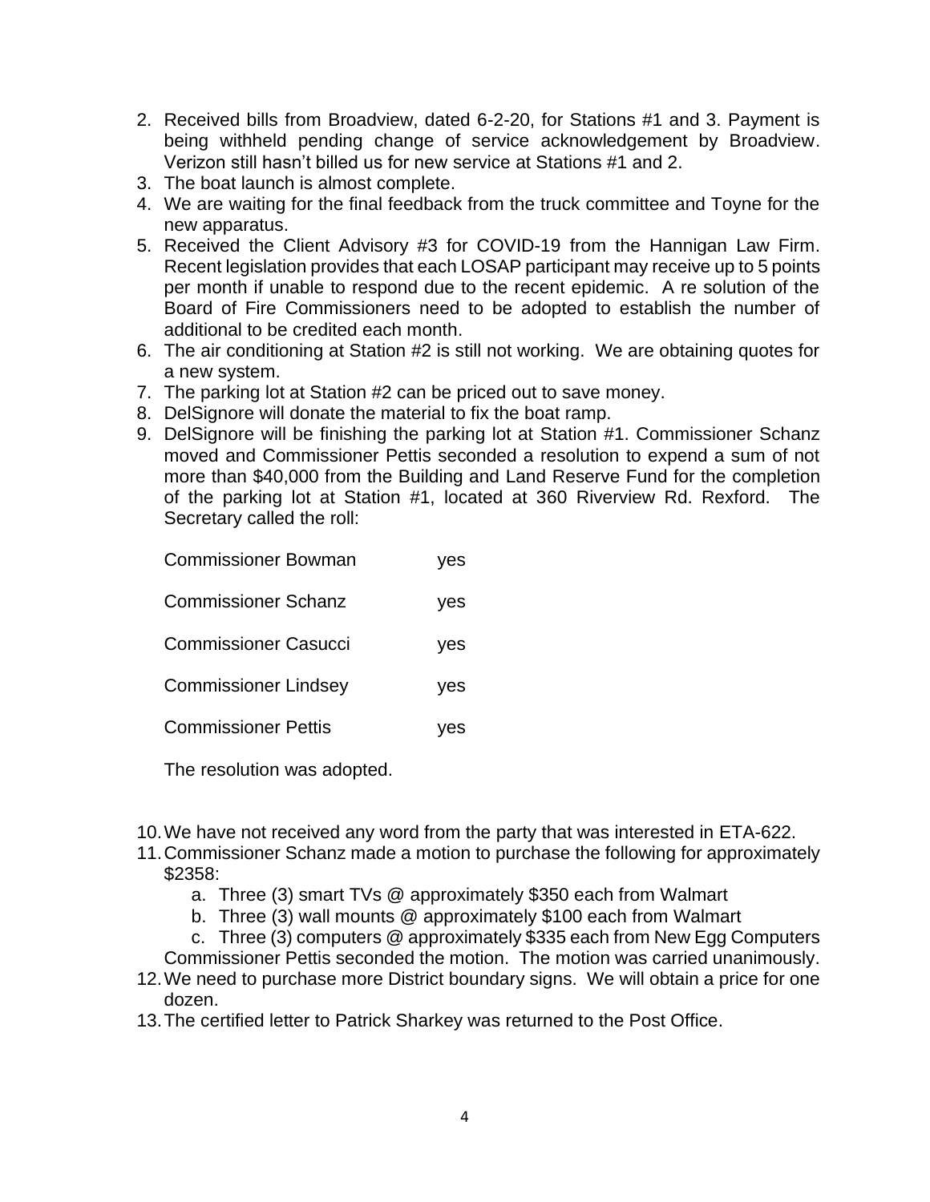2. Received bills from Broadview, dated 6-2-20, for Stations #1 and 3. Payment is being withheld pending change of service acknowledgement by Broadview. Verizon still hasn't billed us for new service at Stations #1 and 2.
3. The boat launch is almost complete.
4. We are waiting for the final feedback from the truck committee and Toyne for the new apparatus.
5. Received the Client Advisory #3 for COVID-19 from the Hannigan Law Firm. Recent legislation provides that each LOSAP participant may receive up to 5 points per month if unable to respond due to the recent epidemic. A re solution of the Board of Fire Commissioners need to be adopted to establish the number of additional to be credited each month.
6. The air conditioning at Station #2 is still not working. We are obtaining quotes for a new system.
7. The parking lot at Station #2 can be priced out to save money.
8. DelSignore will donate the material to fix the boat ramp.
9. DelSignore will be finishing the parking lot at Station #1. Commissioner Schanz moved and Commissioner Pettis seconded a resolution to expend a sum of not more than $40,000 from the Building and Land Reserve Fund for the completion of the parking lot at Station #1, located at 360 Riverview Rd. Rexford. The Secretary called the roll:

   | | |
   |---|---|
   | Commissioner Bowman | yes |
   | Commissioner Schanz | yes |
   | Commissioner Casucci | yes |
   | Commissioner Lindsey | yes |
   | Commissioner Pettis | yes |

   The resolution was adopted.

10. We have not received any word from the party that was interested in ETA-622.
11. Commissioner Schanz made a motion to purchase the following for approximately $2358:
    a. Three (3) smart TVs @ approximately $350 each from Walmart
    b. Three (3) wall mounts @ approximately $100 each from Walmart
    c. Three (3) computers @ approximately $335 each from New Egg Computers

    Commissioner Pettis seconded the motion. The motion was carried unanimously.
12. We need to purchase more District boundary signs. We will obtain a price for one dozen.
13. The certified letter to Patrick Sharkey was returned to the Post Office.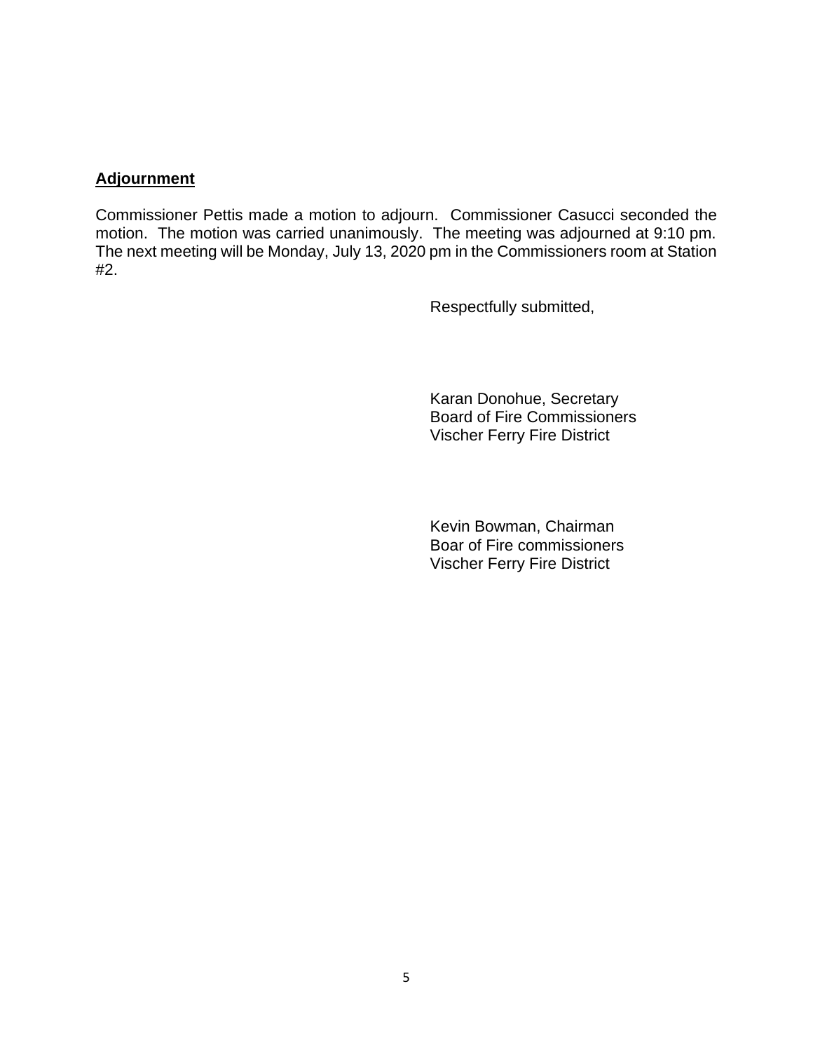**Adjournment**

Commissioner Pettis made a motion to adjourn. Commissioner Casucci seconded the motion. The motion was carried unanimously. The meeting was adjourned at 9:10 pm. The next meeting will be Monday, July 13, 2020 pm in the Commissioners room at Station #2.

Respectfully submitted,

Karan Donohue, Secretary
Board of Fire Commissioners
Vischer Ferry Fire District

Kevin Bowman, Chairman
Boar of Fire commissioners
Vischer Ferry Fire District